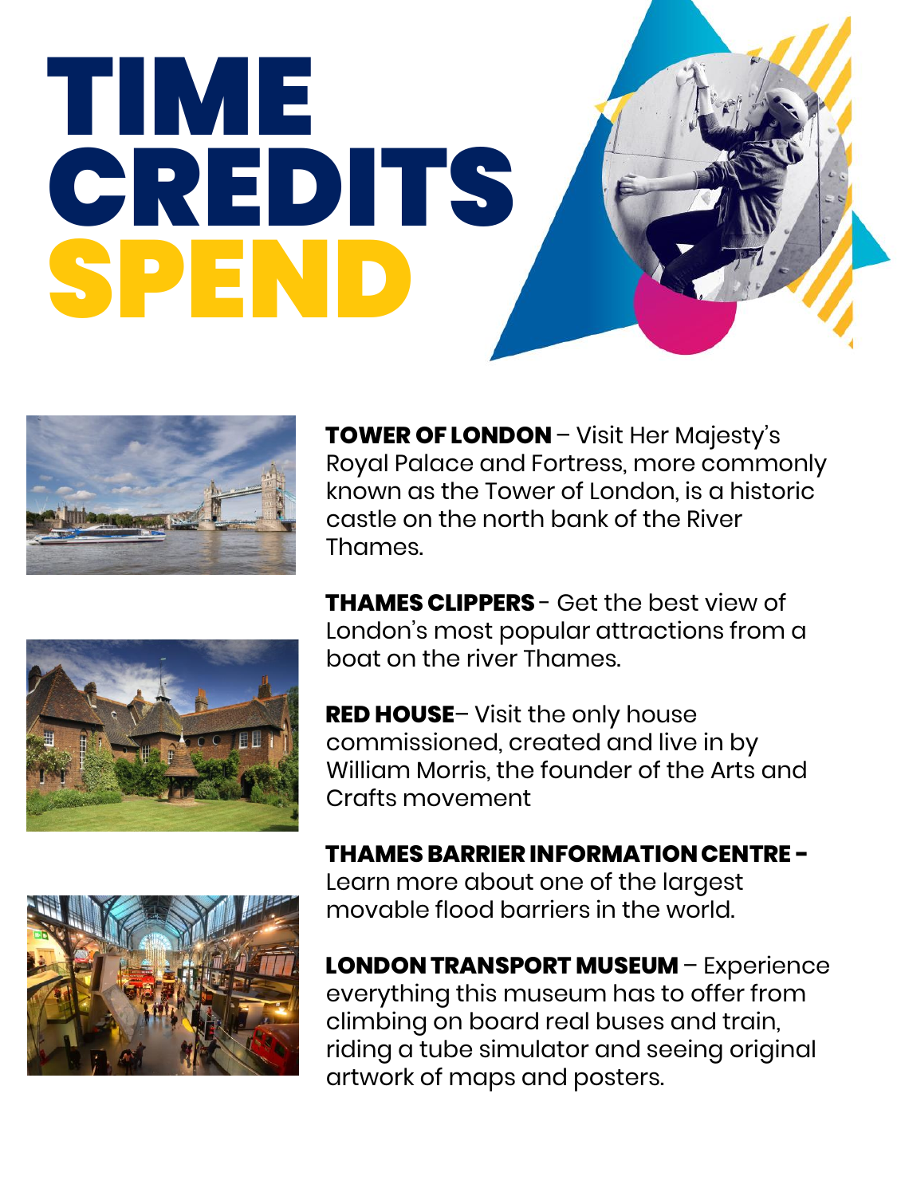# TIME CREDITS SPEND

**TOWER OF LONDON** – Visit Her Majesty's Royal Palace and Fortress, more commonly known as the Tower of London, is a historic castle on the north bank of the River Thames.

**THAMES CLIPPERS** - Get the best view of London's most popular attractions from a boat on the river Thames.

**RED HOUSE**– Visit the only house commissioned, created and live in by William Morris, the founder of the Arts and Crafts movement

**THAMES BARRIER INFORMATION CENTRE -** Learn more about one of the largest movable flood barriers in the world.

**LONDON TRANSPORT MUSEUM** – Experience everything this museum has to offer from climbing on board real buses and train, riding a tube simulator and seeing original artwork of maps and posters.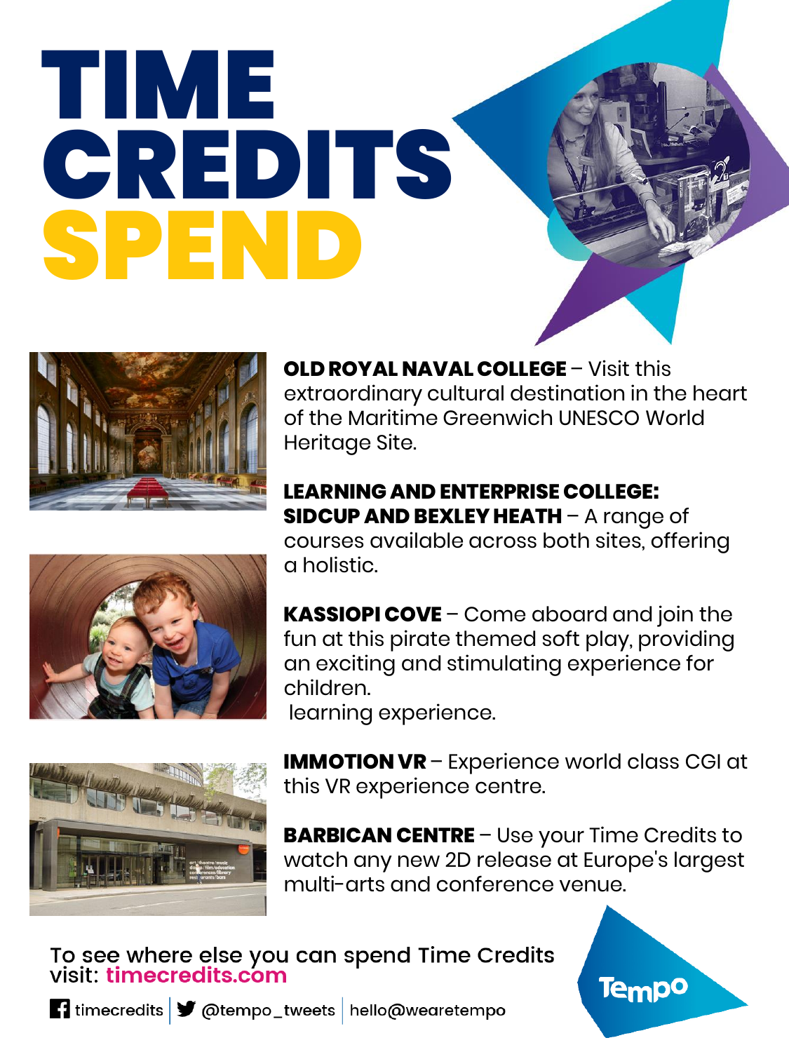# TIME CREDITS SPEND

**OLD ROYAL NAVAL COLLEGE** – Visit this extraordinary cultural destination in the heart of the Maritime Greenwich UNESCO World Heritage Site.

**LEARNING AND ENTERPRISE COLLEGE: SIDCUP AND BEXLEY HEATH** – A range of courses available across both sites, offering a holistic.

**KASSIOPI COVE** – Come aboard and join the fun at this pirate themed soft play, providing an exciting and stimulating experience for children.
learning experience.

**IMMOTION VR** – Experience world class CGI at this VR experience centre.

**BARBICAN CENTRE** – Use your Time Credits to watch any new 2D release at Europe's largest multi-arts and conference venue.

To see where else you can spend Time Credits visit: **timecredits.com**

timecredits | @tempo_tweets | hello@wearetempo

Tempo